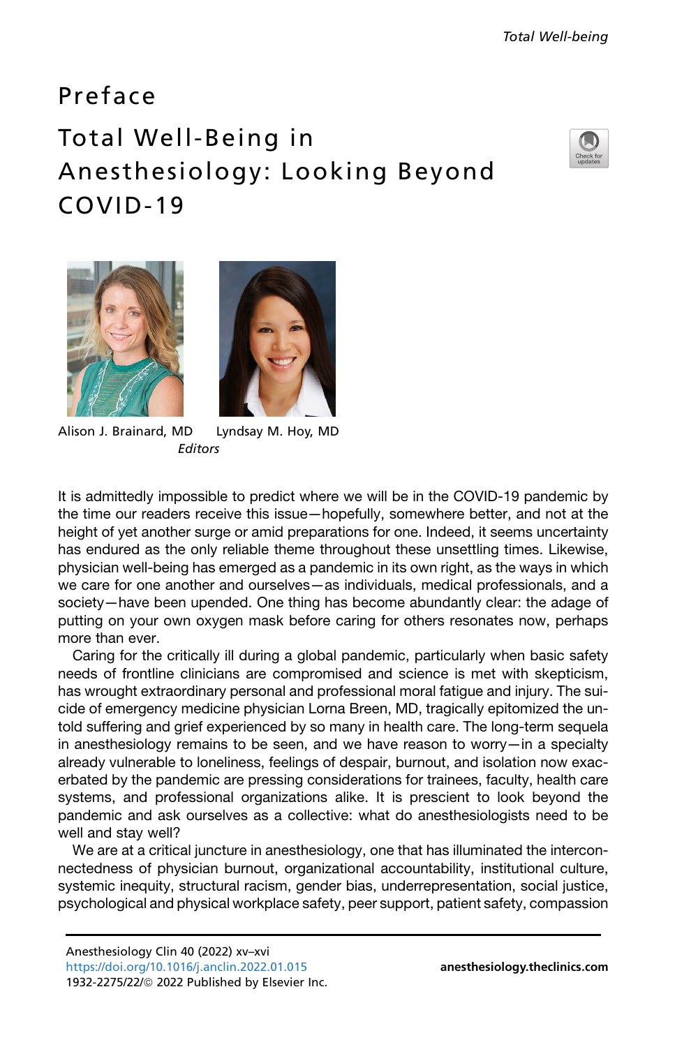# Preface

## Total Well-Being in Anesthesiology: Looking Beyond COVID-19

Alison J. Brainard, MD     Lyndsay M. Hoy, MD

*Editors*

It is admittedly impossible to predict where we will be in the COVID-19 pandemic by the time our readers receive this issue—hopefully, somewhere better, and not at the height of yet another surge or amid preparations for one. Indeed, it seems uncertainty has endured as the only reliable theme throughout these unsettling times. Likewise, physician well-being has emerged as a pandemic in its own right, as the ways in which we care for one another and ourselves—as individuals, medical professionals, and a society—have been upended. One thing has become abundantly clear: the adage of putting on your own oxygen mask before caring for others resonates now, perhaps more than ever.

Caring for the critically ill during a global pandemic, particularly when basic safety needs of frontline clinicians are compromised and science is met with skepticism, has wrought extraordinary personal and professional moral fatigue and injury. The suicide of emergency medicine physician Lorna Breen, MD, tragically epitomized the untold suffering and grief experienced by so many in health care. The long-term sequela in anesthesiology remains to be seen, and we have reason to worry—in a specialty already vulnerable to loneliness, feelings of despair, burnout, and isolation now exacerbated by the pandemic are pressing considerations for trainees, faculty, health care systems, and professional organizations alike. It is prescient to look beyond the pandemic and ask ourselves as a collective: what do anesthesiologists need to be well and stay well?

We are at a critical juncture in anesthesiology, one that has illuminated the interconnectedness of physician burnout, organizational accountability, institutional culture, systemic inequity, structural racism, gender bias, underrepresentation, social justice, psychological and physical workplace safety, peer support, patient safety, compassion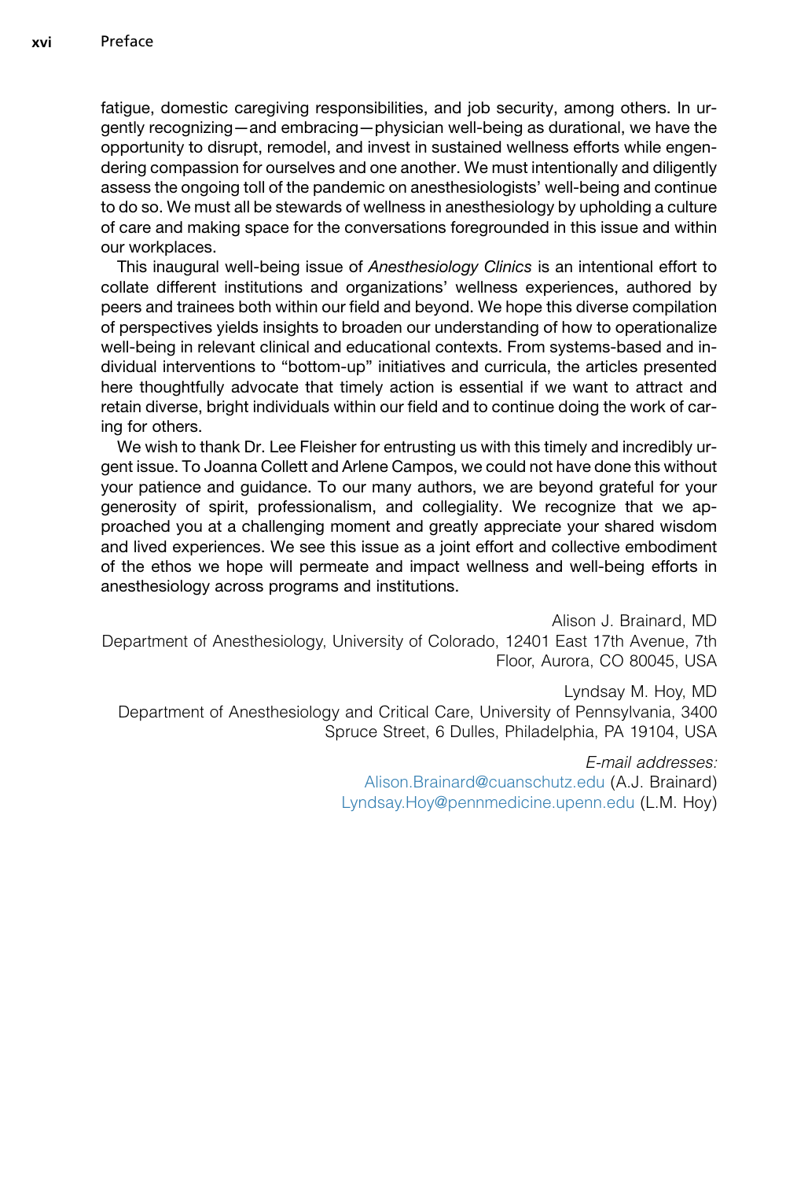fatigue, domestic caregiving responsibilities, and job security, among others. In urgently recognizing—and embracing—physician well-being as durational, we have the opportunity to disrupt, remodel, and invest in sustained wellness efforts while engendering compassion for ourselves and one another. We must intentionally and diligently assess the ongoing toll of the pandemic on anesthesiologists' well-being and continue to do so. We must all be stewards of wellness in anesthesiology by upholding a culture of care and making space for the conversations foregrounded in this issue and within our workplaces.

This inaugural well-being issue of *Anesthesiology Clinics* is an intentional effort to collate different institutions and organizations' wellness experiences, authored by peers and trainees both within our field and beyond. We hope this diverse compilation of perspectives yields insights to broaden our understanding of how to operationalize well-being in relevant clinical and educational contexts. From systems-based and individual interventions to "bottom-up" initiatives and curricula, the articles presented here thoughtfully advocate that timely action is essential if we want to attract and retain diverse, bright individuals within our field and to continue doing the work of caring for others.

We wish to thank Dr. Lee Fleisher for entrusting us with this timely and incredibly urgent issue. To Joanna Collett and Arlene Campos, we could not have done this without your patience and guidance. To our many authors, we are beyond grateful for your generosity of spirit, professionalism, and collegiality. We recognize that we approached you at a challenging moment and greatly appreciate your shared wisdom and lived experiences. We see this issue as a joint effort and collective embodiment of the ethos we hope will permeate and impact wellness and well-being efforts in anesthesiology across programs and institutions.

Alison J. Brainard, MD
Department of Anesthesiology, University of Colorado, 12401 East 17th Avenue, 7th Floor, Aurora, CO 80045, USA

Lyndsay M. Hoy, MD
Department of Anesthesiology and Critical Care, University of Pennsylvania, 3400 Spruce Street, 6 Dulles, Philadelphia, PA 19104, USA

*E-mail addresses:*
Alison.Brainard@cuanschutz.edu (A.J. Brainard)
Lyndsay.Hoy@pennmedicine.upenn.edu (L.M. Hoy)